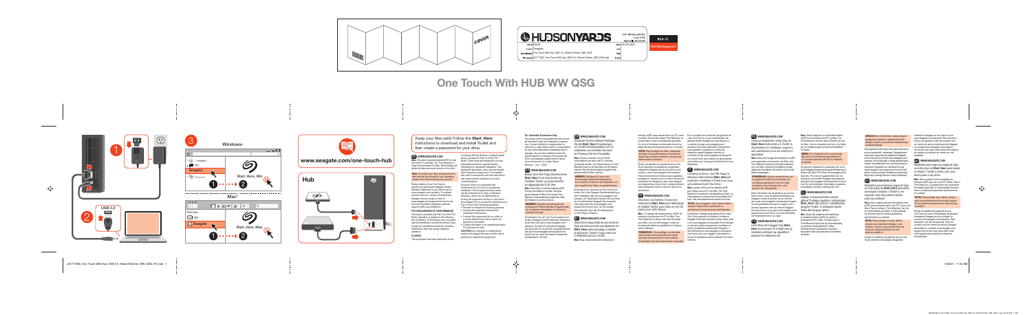# One Touch With HUB WW QSG

Keep your files safe! Follow the **Start_Here** instructions to download and install Toolkit and then create a password for your drive.

www.seagate.com/one-touch-hub

Hub

USB 3.0

Windows®

Mac®

Start_Here_Win

Start_Here_Mac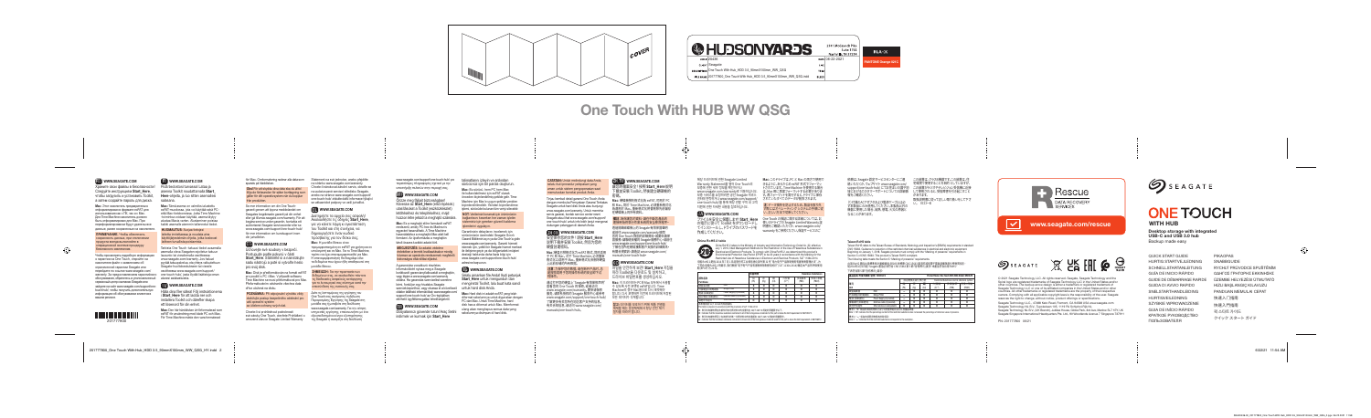# One Touch With HUB WW QSG

HUDSONYARDS

COVER

Rescue

DATA RECOVERY SERVICES

www.seagate.com/rescue

SEAGATE

## ONE TOUCH

### WITH HUB

**Desktop storage with integrated USB-C and USB 3.0 hub**

Backup made easy

QUICK START GUIDE
HURTIG STARTVEJLEDNING
SCHNELLSTARTANLEITUNG
GUÍA DE INICIO RÁPIDO
GUIDE DE DÉMARRAGE RAPIDE
GUIDA DI AVVIO RAPIDO
SNELSTARTHANDLEIDING
HURTIGVEILEDNING
SZYBKIE WPROWADZENIE
GUIA DE INICIO RÁPIDO
КРАТКОЕ РУКОВОДСТВО
PIKAOPAS
SNABBGUIDE
RYCHLÝ PRŮVODCE SPUŠTĚNÍM
ΟΔΗΓΟΣ ΓΡΗΓΟΡΗΣ ΕΚΚΙΝΗΣΗΣ
GYORSKEZDÉSI ÚTMUTATÓ
HIZLI BAŞLANGIÇ KILAVUZU
PANDUAN MEMULAI CEPAT
快速入门指南
快速入門指南
퀵 스타트 가이드
クイック スタート ガイド